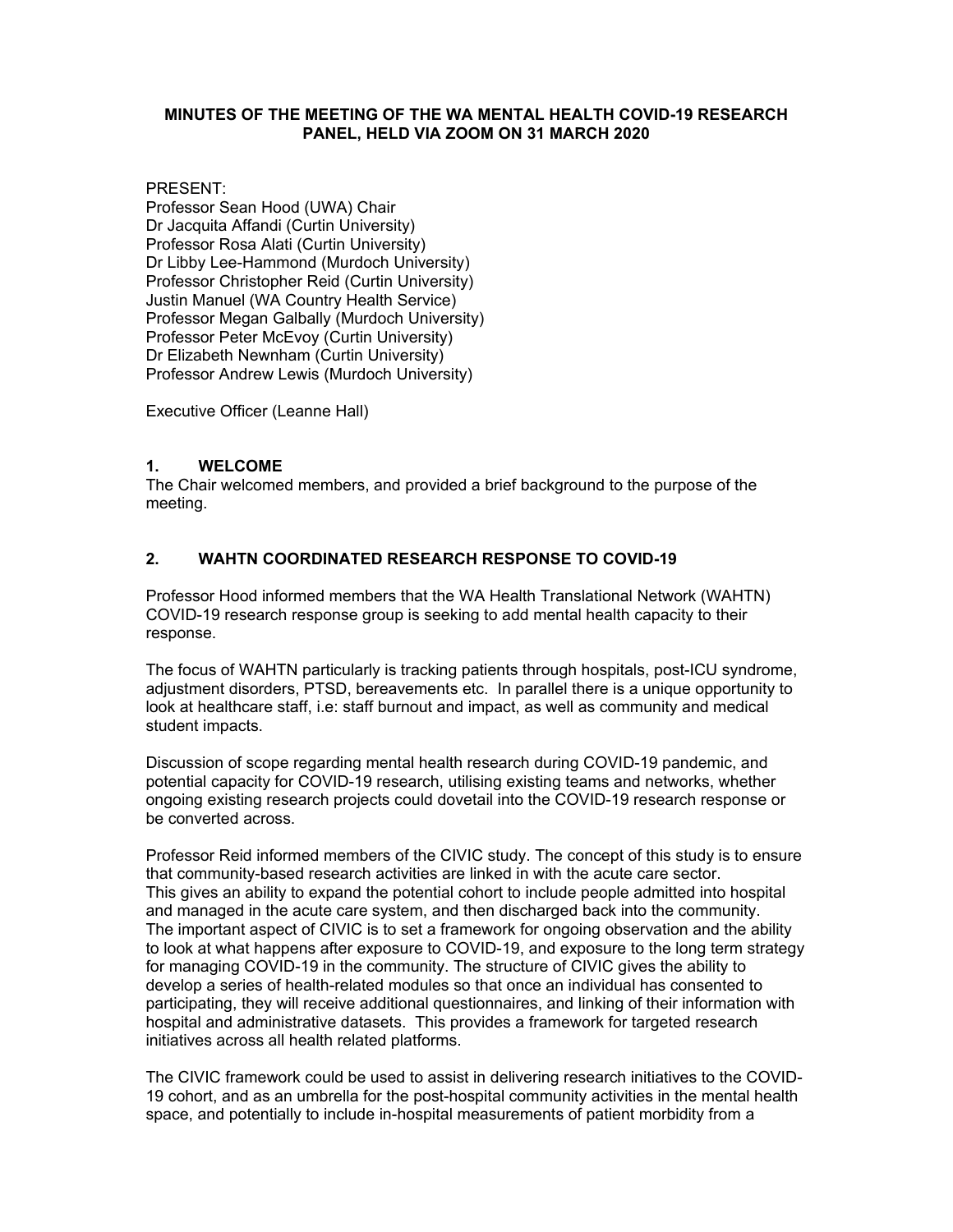**MINUTES OF THE MEETING OF THE WA MENTAL HEALTH COVID-19 RESEARCH PANEL, HELD VIA ZOOM ON 31 MARCH 2020**

PRESENT:
Professor Sean Hood (UWA) Chair
Dr Jacquita Affandi (Curtin University)
Professor Rosa Alati (Curtin University)
Dr Libby Lee-Hammond (Murdoch University)
Professor Christopher Reid (Curtin University)
Justin Manuel (WA Country Health Service)
Professor Megan Galbally (Murdoch University)
Professor Peter McEvoy (Curtin University)
Dr Elizabeth Newnham (Curtin University)
Professor Andrew Lewis (Murdoch University)

Executive Officer (Leanne Hall)

## 1. WELCOME

The Chair welcomed members, and provided a brief background to the purpose of the meeting.

## 2. WAHTN COORDINATED RESEARCH RESPONSE TO COVID-19

Professor Hood informed members that the WA Health Translational Network (WAHTN) COVID-19 research response group is seeking to add mental health capacity to their response.

The focus of WAHTN particularly is tracking patients through hospitals, post-ICU syndrome, adjustment disorders, PTSD, bereavements etc. In parallel there is a unique opportunity to look at healthcare staff, i.e: staff burnout and impact, as well as community and medical student impacts.

Discussion of scope regarding mental health research during COVID-19 pandemic, and potential capacity for COVID-19 research, utilising existing teams and networks, whether ongoing existing research projects could dovetail into the COVID-19 research response or be converted across.

Professor Reid informed members of the CIVIC study. The concept of this study is to ensure that community-based research activities are linked in with the acute care sector. This gives an ability to expand the potential cohort to include people admitted into hospital and managed in the acute care system, and then discharged back into the community. The important aspect of CIVIC is to set a framework for ongoing observation and the ability to look at what happens after exposure to COVID-19, and exposure to the long term strategy for managing COVID-19 in the community. The structure of CIVIC gives the ability to develop a series of health-related modules so that once an individual has consented to participating, they will receive additional questionnaires, and linking of their information with hospital and administrative datasets. This provides a framework for targeted research initiatives across all health related platforms.

The CIVIC framework could be used to assist in delivering research initiatives to the COVID-19 cohort, and as an umbrella for the post-hospital community activities in the mental health space, and potentially to include in-hospital measurements of patient morbidity from a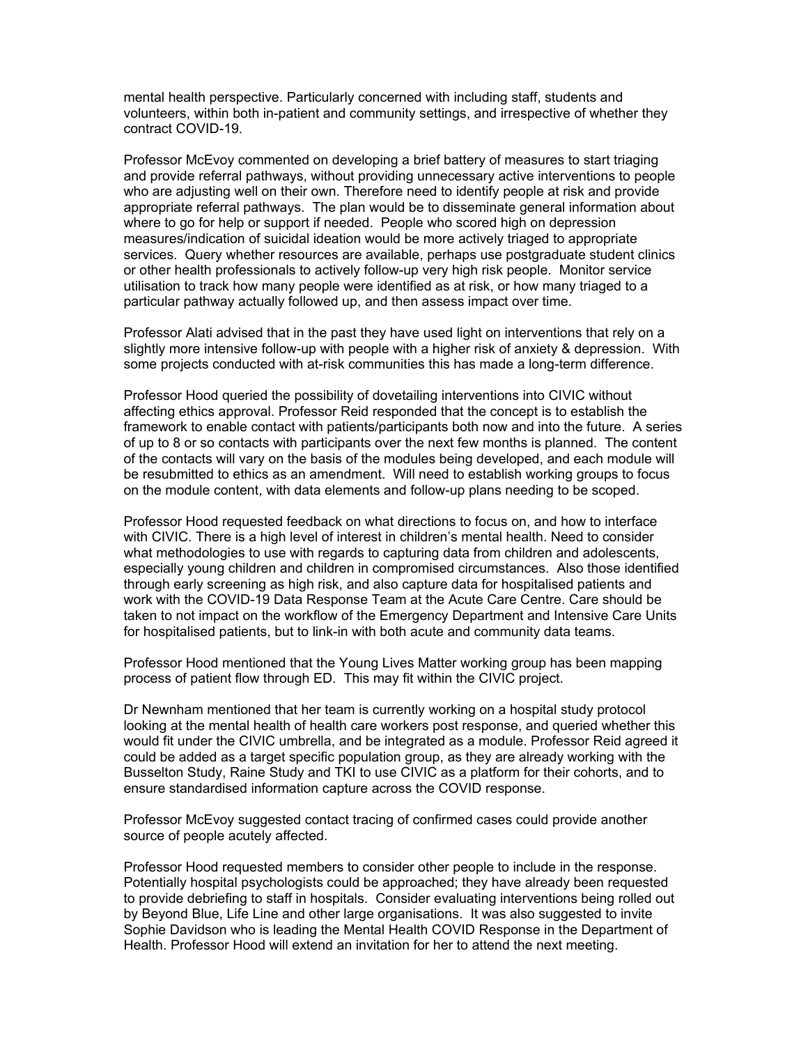mental health perspective. Particularly concerned with including staff, students and volunteers, within both in-patient and community settings, and irrespective of whether they contract COVID-19.

Professor McEvoy commented on developing a brief battery of measures to start triaging and provide referral pathways, without providing unnecessary active interventions to people who are adjusting well on their own. Therefore need to identify people at risk and provide appropriate referral pathways. The plan would be to disseminate general information about where to go for help or support if needed. People who scored high on depression measures/indication of suicidal ideation would be more actively triaged to appropriate services. Query whether resources are available, perhaps use postgraduate student clinics or other health professionals to actively follow-up very high risk people. Monitor service utilisation to track how many people were identified as at risk, or how many triaged to a particular pathway actually followed up, and then assess impact over time.

Professor Alati advised that in the past they have used light on interventions that rely on a slightly more intensive follow-up with people with a higher risk of anxiety & depression. With some projects conducted with at-risk communities this has made a long-term difference.

Professor Hood queried the possibility of dovetailing interventions into CIVIC without affecting ethics approval. Professor Reid responded that the concept is to establish the framework to enable contact with patients/participants both now and into the future. A series of up to 8 or so contacts with participants over the next few months is planned. The content of the contacts will vary on the basis of the modules being developed, and each module will be resubmitted to ethics as an amendment. Will need to establish working groups to focus on the module content, with data elements and follow-up plans needing to be scoped.

Professor Hood requested feedback on what directions to focus on, and how to interface with CIVIC. There is a high level of interest in children's mental health. Need to consider what methodologies to use with regards to capturing data from children and adolescents, especially young children and children in compromised circumstances. Also those identified through early screening as high risk, and also capture data for hospitalised patients and work with the COVID-19 Data Response Team at the Acute Care Centre. Care should be taken to not impact on the workflow of the Emergency Department and Intensive Care Units for hospitalised patients, but to link-in with both acute and community data teams.

Professor Hood mentioned that the Young Lives Matter working group has been mapping process of patient flow through ED. This may fit within the CIVIC project.

Dr Newnham mentioned that her team is currently working on a hospital study protocol looking at the mental health of health care workers post response, and queried whether this would fit under the CIVIC umbrella, and be integrated as a module. Professor Reid agreed it could be added as a target specific population group, as they are already working with the Busselton Study, Raine Study and TKI to use CIVIC as a platform for their cohorts, and to ensure standardised information capture across the COVID response.

Professor McEvoy suggested contact tracing of confirmed cases could provide another source of people acutely affected.

Professor Hood requested members to consider other people to include in the response. Potentially hospital psychologists could be approached; they have already been requested to provide debriefing to staff in hospitals. Consider evaluating interventions being rolled out by Beyond Blue, Life Line and other large organisations. It was also suggested to invite Sophie Davidson who is leading the Mental Health COVID Response in the Department of Health. Professor Hood will extend an invitation for her to attend the next meeting.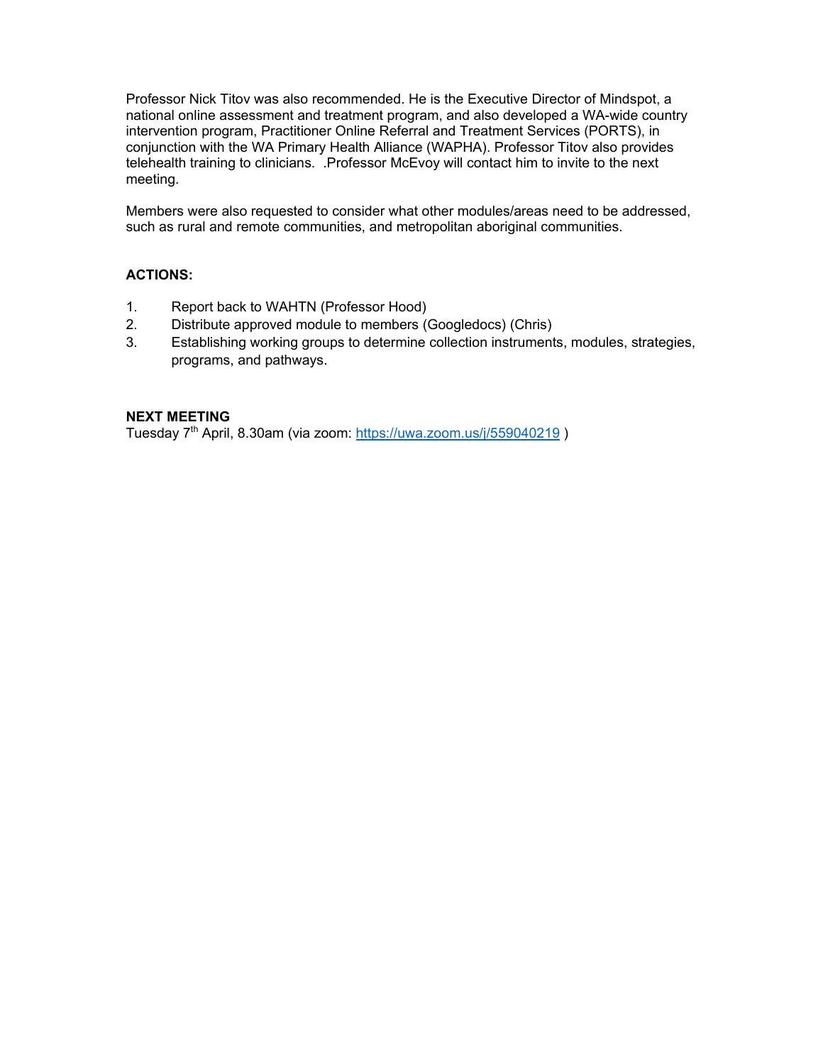Professor Nick Titov was also recommended. He is the Executive Director of Mindspot, a national online assessment and treatment program, and also developed a WA-wide country intervention program, Practitioner Online Referral and Treatment Services (PORTS), in conjunction with the WA Primary Health Alliance (WAPHA). Professor Titov also provides telehealth training to clinicians. .Professor McEvoy will contact him to invite to the next meeting.

Members were also requested to consider what other modules/areas need to be addressed, such as rural and remote communities, and metropolitan aboriginal communities.

**ACTIONS:**

1. Report back to WAHTN (Professor Hood)
2. Distribute approved module to members (Googledocs) (Chris)
3. Establishing working groups to determine collection instruments, modules, strategies, programs, and pathways.

**NEXT MEETING**

Tuesday 7th April, 8.30am (via zoom: https://uwa.zoom.us/j/559040219 )